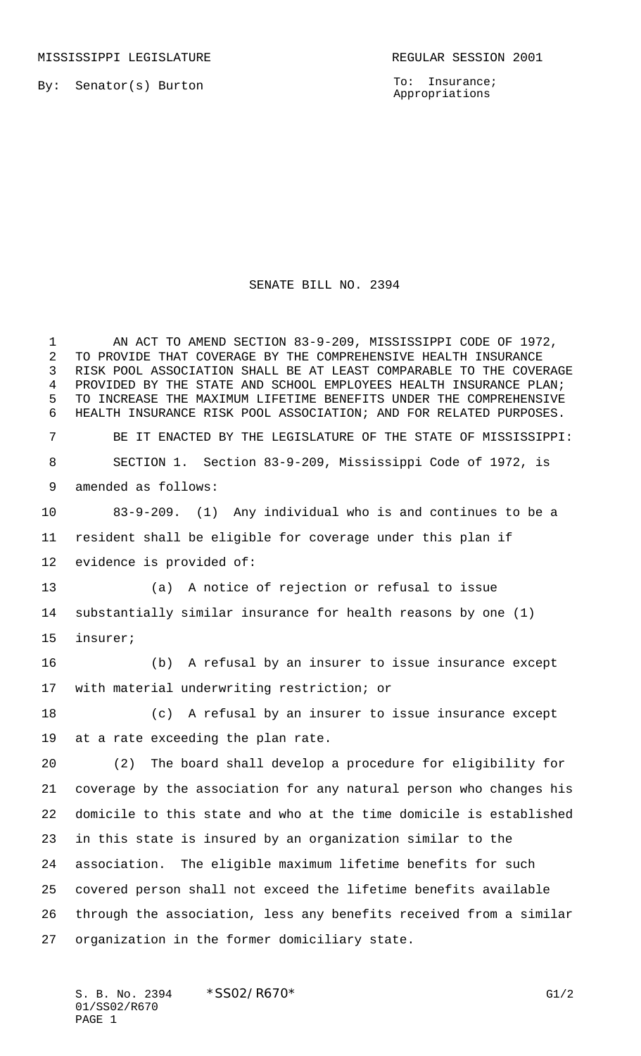MISSISSIPPI LEGISLATURE REGULAR SESSION 2001

By: Senator(s) Burton

To: Insurance; Appropriations

# SENATE BILL NO. 2394

AN ACT TO AMEND SECTION 83-9-209, MISSISSIPPI CODE OF 1972, TO PROVIDE THAT COVERAGE BY THE COMPREHENSIVE HEALTH INSURANCE RISK POOL ASSOCIATION SHALL BE AT LEAST COMPARABLE TO THE COVERAGE PROVIDED BY THE STATE AND SCHOOL EMPLOYEES HEALTH INSURANCE PLAN; TO INCREASE THE MAXIMUM LIFETIME BENEFITS UNDER THE COMPREHENSIVE HEALTH INSURANCE RISK POOL ASSOCIATION; AND FOR RELATED PURPOSES.

BE IT ENACTED BY THE LEGISLATURE OF THE STATE OF MISSISSIPPI:

SECTION 1. Section 83-9-209, Mississippi Code of 1972, is amended as follows:

83-9-209. (1) Any individual who is and continues to be a resident shall be eligible for coverage under this plan if evidence is provided of:

(a) A notice of rejection or refusal to issue substantially similar insurance for health reasons by one (1) insurer;

(b) A refusal by an insurer to issue insurance except with material underwriting restriction; or

(c) A refusal by an insurer to issue insurance except at a rate exceeding the plan rate.

(2) The board shall develop a procedure for eligibility for coverage by the association for any natural person who changes his domicile to this state and who at the time domicile is established in this state is insured by an organization similar to the association. The eligible maximum lifetime benefits for such covered person shall not exceed the lifetime benefits available through the association, less any benefits received from a similar organization in the former domiciliary state.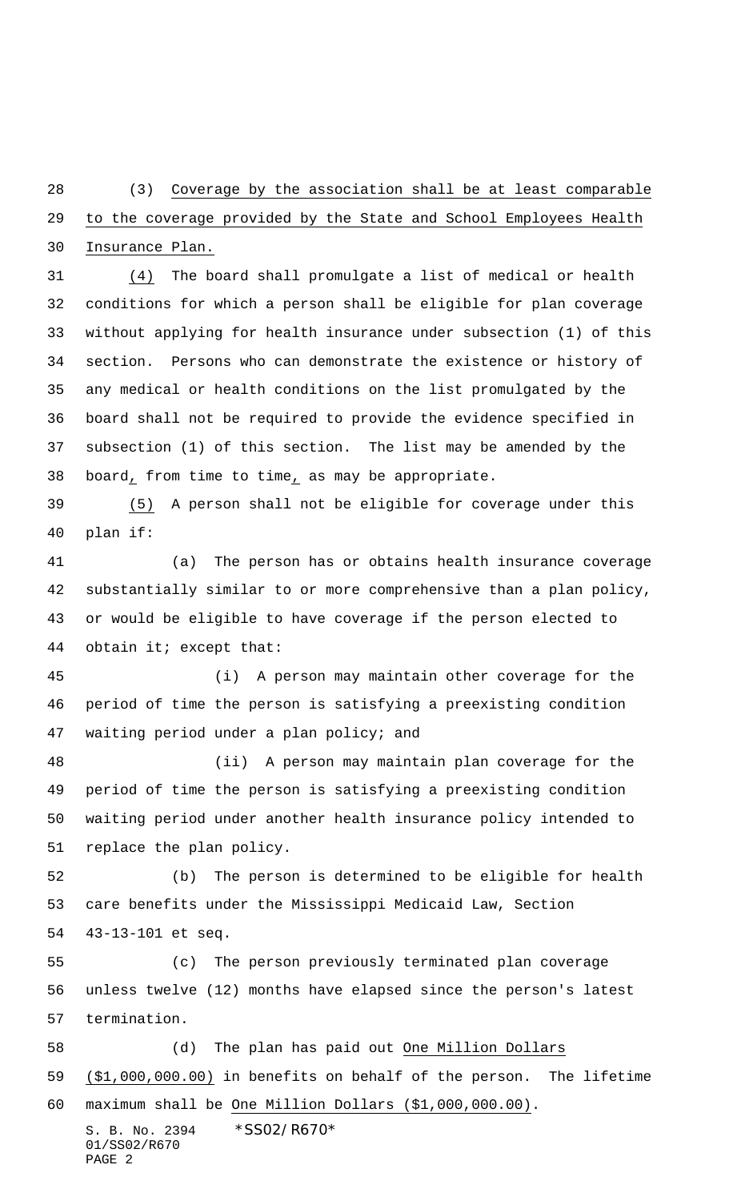(3) Coverage by the association shall be at least comparable to the coverage provided by the State and School Employees Health Insurance Plan.

(4) The board shall promulgate a list of medical or health conditions for which a person shall be eligible for plan coverage without applying for health insurance under subsection (1) of this section. Persons who can demonstrate the existence or history of any medical or health conditions on the list promulgated by the board shall not be required to provide the evidence specified in subsection (1) of this section. The list may be amended by the board, from time to time, as may be appropriate.

(5) A person shall not be eligible for coverage under this plan if:

(a) The person has or obtains health insurance coverage substantially similar to or more comprehensive than a plan policy, or would be eligible to have coverage if the person elected to obtain it; except that:

(i) A person may maintain other coverage for the period of time the person is satisfying a preexisting condition waiting period under a plan policy; and

(ii) A person may maintain plan coverage for the period of time the person is satisfying a preexisting condition waiting period under another health insurance policy intended to replace the plan policy.

(b) The person is determined to be eligible for health care benefits under the Mississippi Medicaid Law, Section 43-13-101 et seq.

(c) The person previously terminated plan coverage unless twelve (12) months have elapsed since the person's latest termination.

(d) The plan has paid out One Million Dollars ($1,000,000.00) in benefits on behalf of the person. The lifetime maximum shall be One Million Dollars ($1,000,000.00).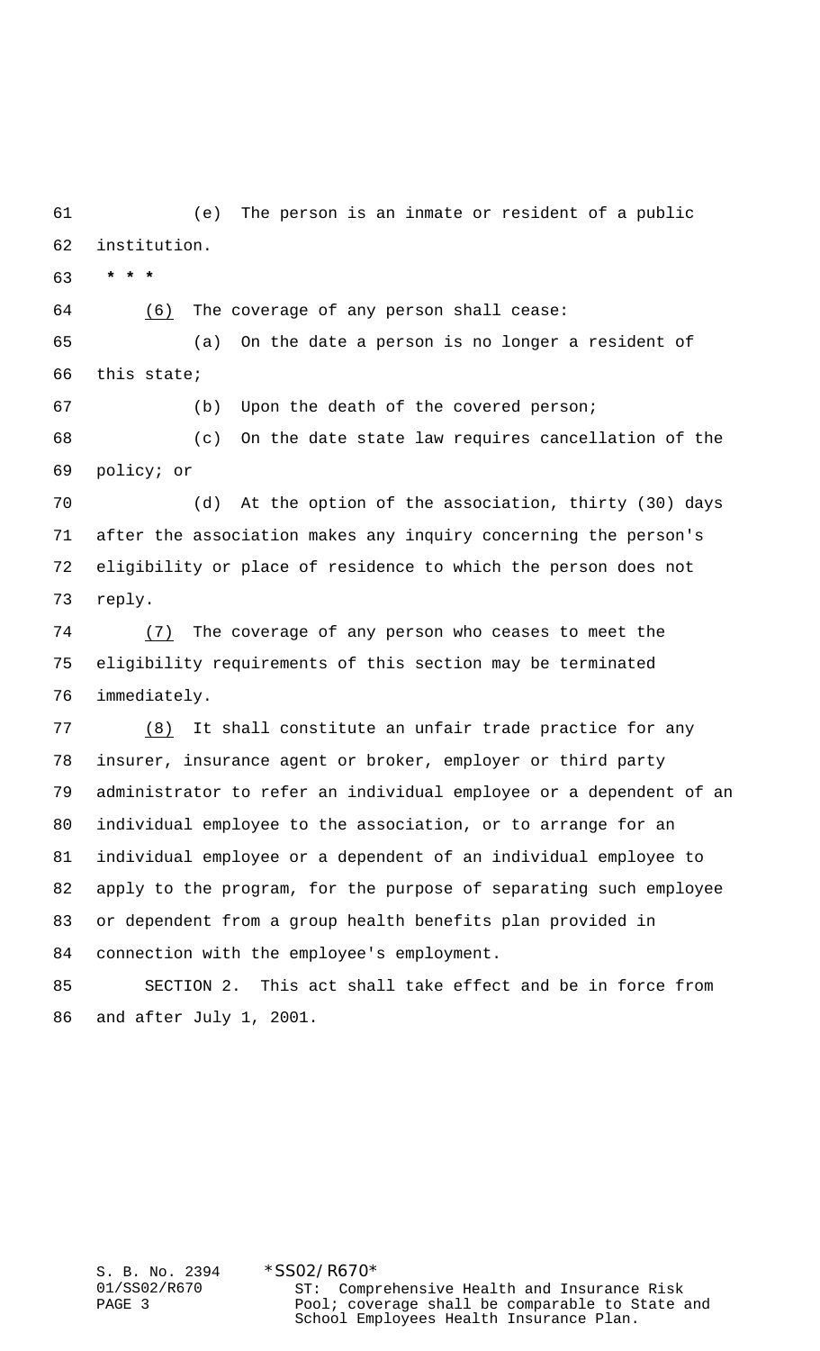(e) The person is an inmate or resident of a public institution.

* * *

(6) The coverage of any person shall cease:

(a) On the date a person is no longer a resident of this state;

(b) Upon the death of the covered person;

(c) On the date state law requires cancellation of the policy; or

(d) At the option of the association, thirty (30) days after the association makes any inquiry concerning the person's eligibility or place of residence to which the person does not reply.

(7) The coverage of any person who ceases to meet the eligibility requirements of this section may be terminated immediately.

(8) It shall constitute an unfair trade practice for any insurer, insurance agent or broker, employer or third party administrator to refer an individual employee or a dependent of an individual employee to the association, or to arrange for an individual employee or a dependent of an individual employee to apply to the program, for the purpose of separating such employee or dependent from a group health benefits plan provided in connection with the employee's employment.

SECTION 2. This act shall take effect and be in force from and after July 1, 2001.

ST: Comprehensive Health and Insurance Risk Pool; coverage shall be comparable to State and School Employees Health Insurance Plan.